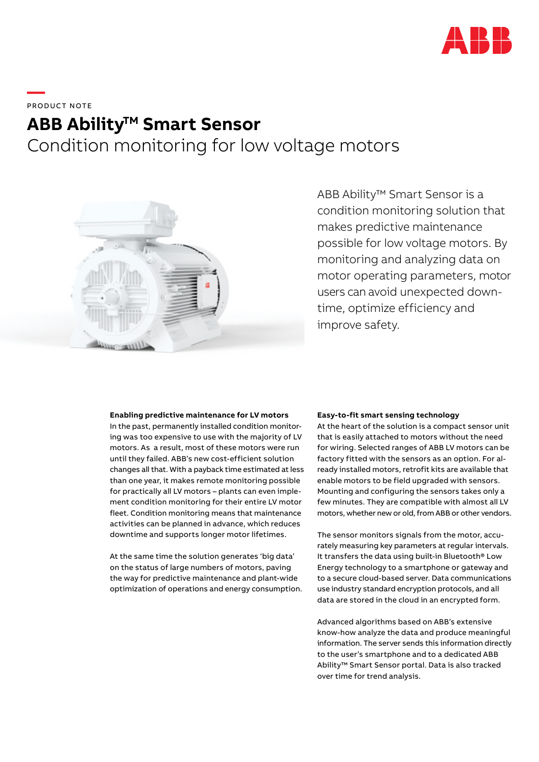PRODUCT NOTE

# ABB Ability™ Smart Sensor

## Condition monitoring for low voltage motors

ABB Ability™ Smart Sensor is a condition monitoring solution that makes predictive maintenance possible for low voltage motors. By monitoring and analyzing data on motor operating parameters, motor users can avoid unexpected downtime, optimize efficiency and improve safety.

**Enabling predictive maintenance for LV motors**

In the past, permanently installed condition monitoring was too expensive to use with the majority of LV motors. As a result, most of these motors were run until they failed. ABB's new cost-efficient solution changes all that. With a payback time estimated at less than one year, it makes remote monitoring possible for practically all LV motors – plants can even implement condition monitoring for their entire LV motor fleet. Condition monitoring means that maintenance activities can be planned in advance, which reduces downtime and supports longer motor lifetimes.

At the same time the solution generates 'big data' on the status of large numbers of motors, paving the way for predictive maintenance and plant-wide optimization of operations and energy consumption.

**Easy-to-fit smart sensing technology**

At the heart of the solution is a compact sensor unit that is easily attached to motors without the need for wiring. Selected ranges of ABB LV motors can be factory fitted with the sensors as an option. For already installed motors, retrofit kits are available that enable motors to be field upgraded with sensors. Mounting and configuring the sensors takes only a few minutes. They are compatible with almost all LV motors, whether new or old, from ABB or other vendors.

The sensor monitors signals from the motor, accurately measuring key parameters at regular intervals. It transfers the data using built-in Bluetooth® Low Energy technology to a smartphone or gateway and to a secure cloud-based server. Data communications use industry standard encryption protocols, and all data are stored in the cloud in an encrypted form.

Advanced algorithms based on ABB's extensive know-how analyze the data and produce meaningful information. The server sends this information directly to the user's smartphone and to a dedicated ABB Ability™ Smart Sensor portal. Data is also tracked over time for trend analysis.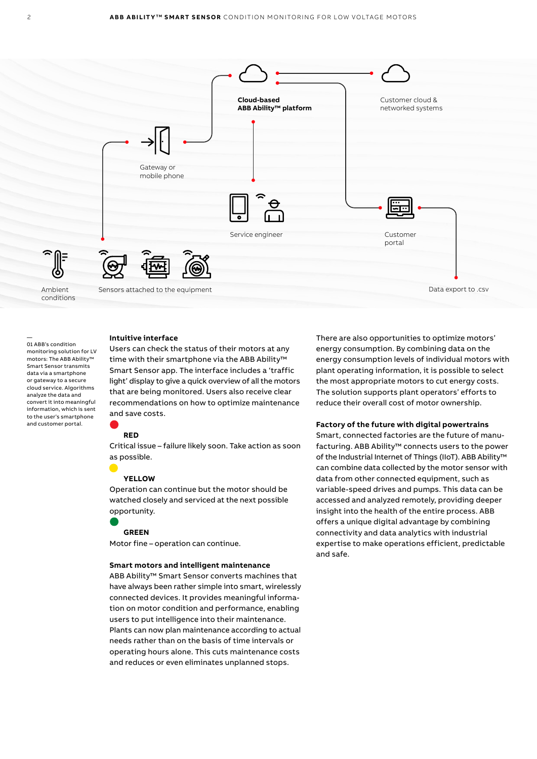Cloud-based
ABB Ability™ platform

Customer cloud & networked systems

Gateway or mobile phone

Service engineer

Customer portal

Ambient conditions

Sensors attached to the equipment

Data export to .csv

—
01 ABB's condition monitoring solution for LV motors: The ABB Ability™ Smart Sensor transmits data via a smartphone or gateway to a secure cloud service. Algorithms analyze the data and convert it into meaningful information, which is sent to the user's smartphone and customer portal.

### Intuitive interface

Users can check the status of their motors at any time with their smartphone via the ABB Ability™ Smart Sensor app. The interface includes a 'traffic light' display to give a quick overview of all the motors that are being monitored. Users also receive clear recommendations on how to optimize maintenance and save costs.

**RED**
Critical issue – failure likely soon. Take action as soon as possible.

**YELLOW**
Operation can continue but the motor should be watched closely and serviced at the next possible opportunity.

**GREEN**
Motor fine – operation can continue.

### Smart motors and intelligent maintenance

ABB Ability™ Smart Sensor converts machines that have always been rather simple into smart, wirelessly connected devices. It provides meaningful information on motor condition and performance, enabling users to put intelligence into their maintenance. Plants can now plan maintenance according to actual needs rather than on the basis of time intervals or operating hours alone. This cuts maintenance costs and reduces or even eliminates unplanned stops.

There are also opportunities to optimize motors' energy consumption. By combining data on the energy consumption levels of individual motors with plant operating information, it is possible to select the most appropriate motors to cut energy costs. The solution supports plant operators' efforts to reduce their overall cost of motor ownership.

### Factory of the future with digital powertrains

Smart, connected factories are the future of manufacturing. ABB Ability™ connects users to the power of the Industrial Internet of Things (IIoT). ABB Ability™ can combine data collected by the motor sensor with data from other connected equipment, such as variable-speed drives and pumps. This data can be accessed and analyzed remotely, providing deeper insight into the health of the entire process. ABB offers a unique digital advantage by combining connectivity and data analytics with industrial expertise to make operations efficient, predictable and safe.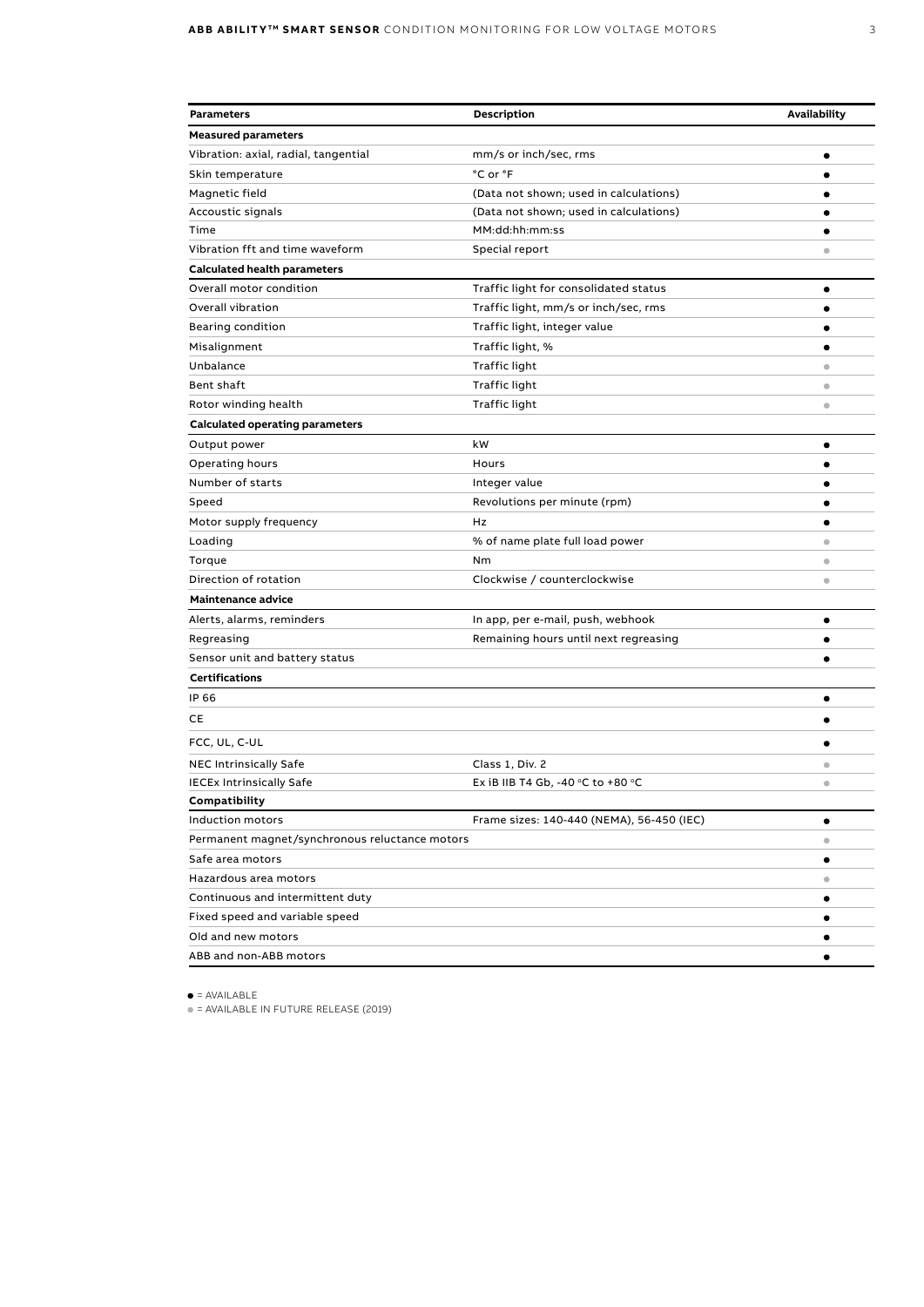| Parameters | Description | Availability |
|---|---|---|
| **Measured parameters** | | |
| Vibration: axial, radial, tangential | mm/s or inch/sec, rms | ● |
| Skin temperature | °C or °F | ● |
| Magnetic field | (Data not shown; used in calculations) | ● |
| Accoustic signals | (Data not shown; used in calculations) | ● |
| Time | MM:dd:hh:mm:ss | ● |
| Vibration fft and time waveform | Special report | ○ |
| **Calculated health parameters** | | |
| Overall motor condition | Traffic light for consolidated status | ● |
| Overall vibration | Traffic light, mm/s or inch/sec, rms | ● |
| Bearing condition | Traffic light, integer value | ● |
| Misalignment | Traffic light, % | ● |
| Unbalance | Traffic light | ○ |
| Bent shaft | Traffic light | ○ |
| Rotor winding health | Traffic light | ○ |
| **Calculated operating parameters** | | |
| Output power | kW | ● |
| Operating hours | Hours | ● |
| Number of starts | Integer value | ● |
| Speed | Revolutions per minute (rpm) | ● |
| Motor supply frequency | Hz | ● |
| Loading | % of name plate full load power | ○ |
| Torque | Nm | ○ |
| Direction of rotation | Clockwise / counterclockwise | ○ |
| **Maintenance advice** | | |
| Alerts, alarms, reminders | In app, per e-mail, push, webhook | ● |
| Regreasing | Remaining hours until next regreasing | ● |
| Sensor unit and battery status | | ● |
| **Certifications** | | |
| IP 66 | | ● |
| CE | | ● |
| FCC, UL, C-UL | | ● |
| NEC Intrinsically Safe | Class 1, Div. 2 | ○ |
| IECEx Intrinsically Safe | Ex iB IIB T4 Gb, -40 °C to +80 °C | ○ |
| **Compatibility** | | |
| Induction motors | Frame sizes: 140-440 (NEMA), 56-450 (IEC) | ● |
| Permanent magnet/synchronous reluctance motors | | ○ |
| Safe area motors | | ● |
| Hazardous area motors | | ○ |
| Continuous and intermittent duty | | ● |
| Fixed speed and variable speed | | ● |
| Old and new motors | | ● |
| ABB and non-ABB motors | | ● |

● = AVAILABLE

○ = AVAILABLE IN FUTURE RELEASE (2019)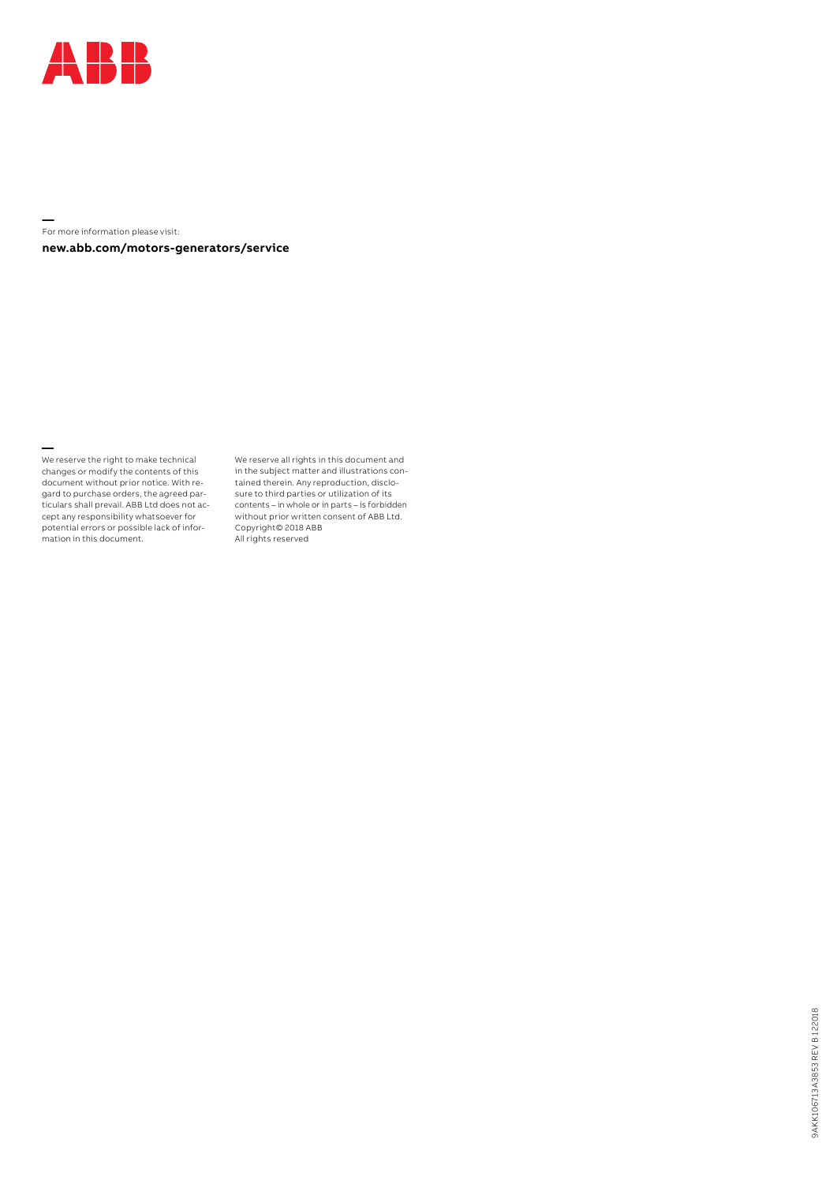—
For more information please visit:

**new.abb.com/motors-generators/service**

—
We reserve the right to make technical changes or modify the contents of this document without prior notice. With regard to purchase orders, the agreed particulars shall prevail. ABB Ltd does not accept any responsibility whatsoever for potential errors or possible lack of information in this document.

We reserve all rights in this document and in the subject matter and illustrations contained therein. Any reproduction, disclosure to third parties or utilization of its contents – in whole or in parts – is forbidden without prior written consent of ABB Ltd.
Copyright© 2018 ABB
All rights reserved

9AKK106713A3853 REV B 122018